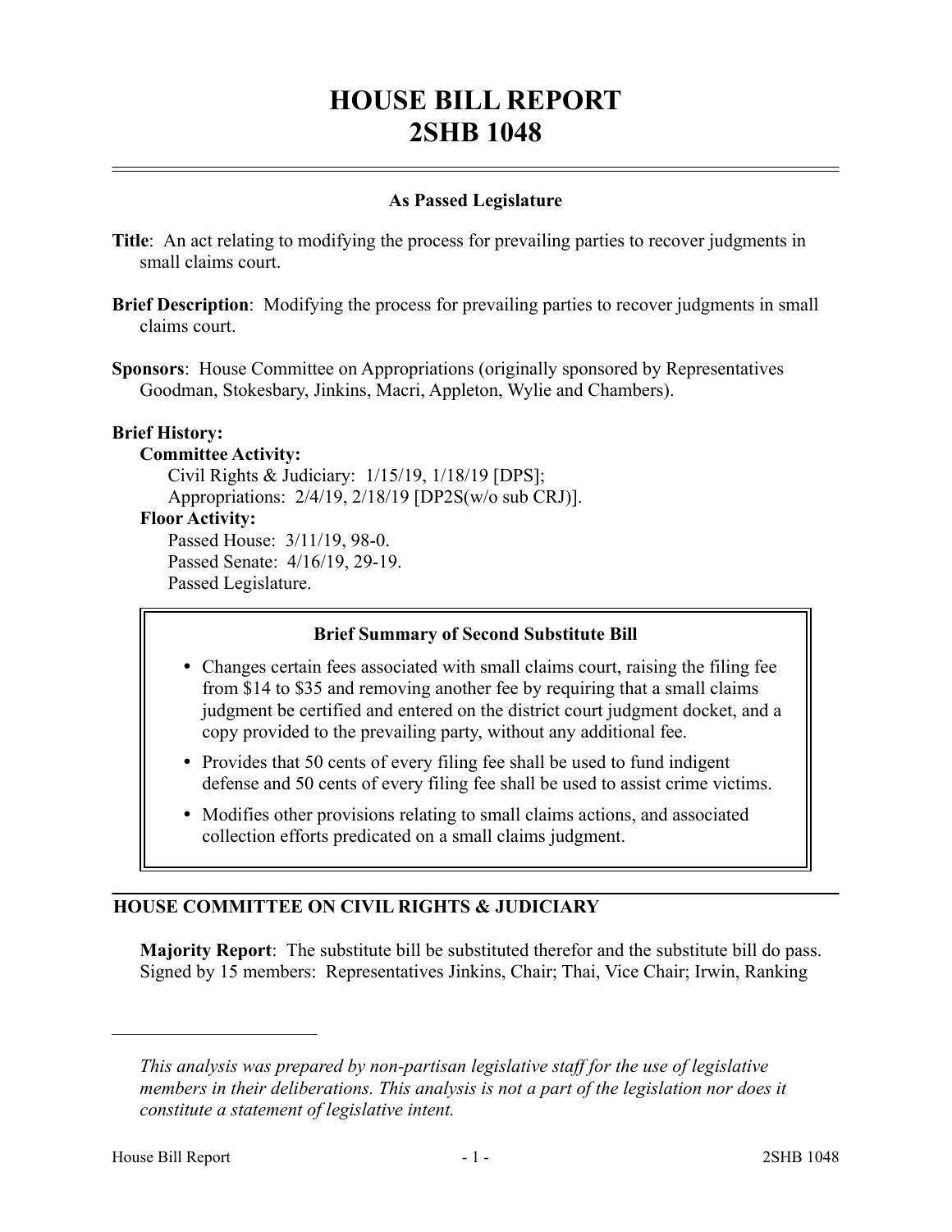# HOUSE BILL REPORT
# 2SHB 1048

**As Passed Legislature**

**Title**: An act relating to modifying the process for prevailing parties to recover judgments in small claims court.

**Brief Description**: Modifying the process for prevailing parties to recover judgments in small claims court.

**Sponsors**: House Committee on Appropriations (originally sponsored by Representatives Goodman, Stokesbary, Jinkins, Macri, Appleton, Wylie and Chambers).

**Brief History:**

**Committee Activity:**

Civil Rights & Judiciary: 1/15/19, 1/18/19 [DPS];

Appropriations: 2/4/19, 2/18/19 [DP2S(w/o sub CRJ)].

**Floor Activity:**

Passed House: 3/11/19, 98-0.

Passed Senate: 4/16/19, 29-19.

Passed Legislature.

**Brief Summary of Second Substitute Bill**

- Changes certain fees associated with small claims court, raising the filing fee from $14 to $35 and removing another fee by requiring that a small claims judgment be certified and entered on the district court judgment docket, and a copy provided to the prevailing party, without any additional fee.
- Provides that 50 cents of every filing fee shall be used to fund indigent defense and 50 cents of every filing fee shall be used to assist crime victims.
- Modifies other provisions relating to small claims actions, and associated collection efforts predicated on a small claims judgment.

## HOUSE COMMITTEE ON CIVIL RIGHTS & JUDICIARY

**Majority Report**: The substitute bill be substituted therefor and the substitute bill do pass. Signed by 15 members: Representatives Jinkins, Chair; Thai, Vice Chair; Irwin, Ranking

---

*This analysis was prepared by non-partisan legislative staff for the use of legislative members in their deliberations. This analysis is not a part of the legislation nor does it constitute a statement of legislative intent.*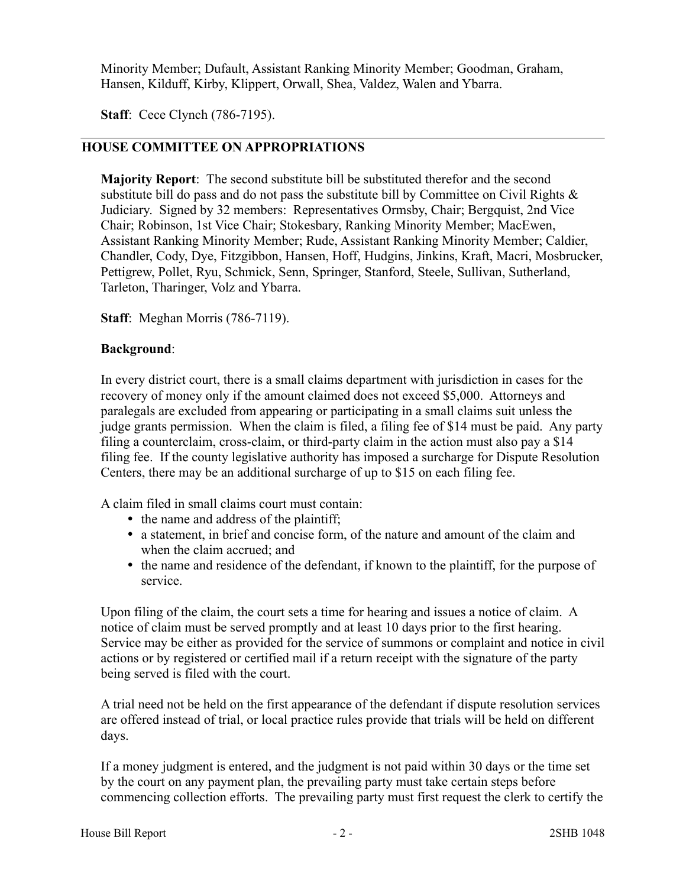Minority Member; Dufault, Assistant Ranking Minority Member; Goodman, Graham, Hansen, Kilduff, Kirby, Klippert, Orwall, Shea, Valdez, Walen and Ybarra.

**Staff**: Cece Clynch (786-7195).

---

## HOUSE COMMITTEE ON APPROPRIATIONS

**Majority Report**: The second substitute bill be substituted therefor and the second substitute bill do pass and do not pass the substitute bill by Committee on Civil Rights & Judiciary. Signed by 32 members: Representatives Ormsby, Chair; Bergquist, 2nd Vice Chair; Robinson, 1st Vice Chair; Stokesbary, Ranking Minority Member; MacEwen, Assistant Ranking Minority Member; Rude, Assistant Ranking Minority Member; Caldier, Chandler, Cody, Dye, Fitzgibbon, Hansen, Hoff, Hudgins, Jinkins, Kraft, Macri, Mosbrucker, Pettigrew, Pollet, Ryu, Schmick, Senn, Springer, Stanford, Steele, Sullivan, Sutherland, Tarleton, Tharinger, Volz and Ybarra.

**Staff**: Meghan Morris (786-7119).

**Background**:

In every district court, there is a small claims department with jurisdiction in cases for the recovery of money only if the amount claimed does not exceed $5,000. Attorneys and paralegals are excluded from appearing or participating in a small claims suit unless the judge grants permission. When the claim is filed, a filing fee of $14 must be paid. Any party filing a counterclaim, cross-claim, or third-party claim in the action must also pay a $14 filing fee. If the county legislative authority has imposed a surcharge for Dispute Resolution Centers, there may be an additional surcharge of up to $15 on each filing fee.

A claim filed in small claims court must contain:

- the name and address of the plaintiff;
- a statement, in brief and concise form, of the nature and amount of the claim and when the claim accrued; and
- the name and residence of the defendant, if known to the plaintiff, for the purpose of service.

Upon filing of the claim, the court sets a time for hearing and issues a notice of claim. A notice of claim must be served promptly and at least 10 days prior to the first hearing. Service may be either as provided for the service of summons or complaint and notice in civil actions or by registered or certified mail if a return receipt with the signature of the party being served is filed with the court.

A trial need not be held on the first appearance of the defendant if dispute resolution services are offered instead of trial, or local practice rules provide that trials will be held on different days.

If a money judgment is entered, and the judgment is not paid within 30 days or the time set by the court on any payment plan, the prevailing party must take certain steps before commencing collection efforts. The prevailing party must first request the clerk to certify the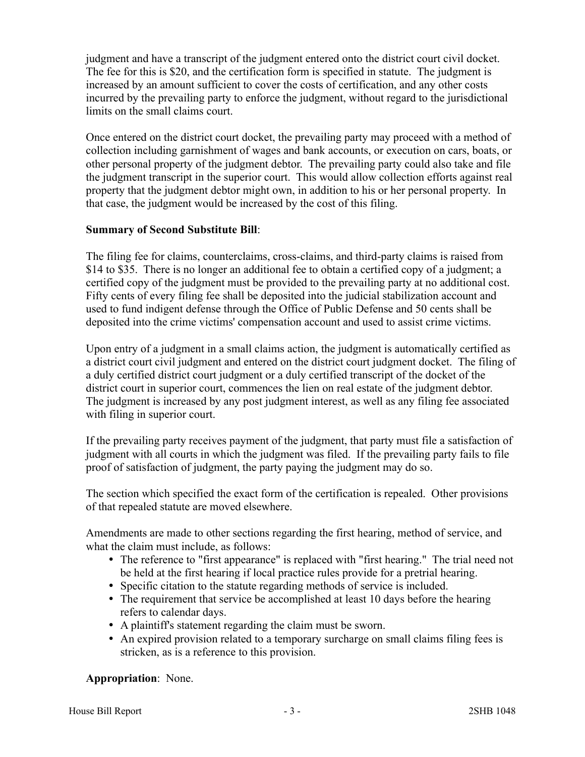judgment and have a transcript of the judgment entered onto the district court civil docket. The fee for this is $20, and the certification form is specified in statute. The judgment is increased by an amount sufficient to cover the costs of certification, and any other costs incurred by the prevailing party to enforce the judgment, without regard to the jurisdictional limits on the small claims court.

Once entered on the district court docket, the prevailing party may proceed with a method of collection including garnishment of wages and bank accounts, or execution on cars, boats, or other personal property of the judgment debtor. The prevailing party could also take and file the judgment transcript in the superior court. This would allow collection efforts against real property that the judgment debtor might own, in addition to his or her personal property. In that case, the judgment would be increased by the cost of this filing.

**Summary of Second Substitute Bill**:

The filing fee for claims, counterclaims, cross-claims, and third-party claims is raised from $14 to $35. There is no longer an additional fee to obtain a certified copy of a judgment; a certified copy of the judgment must be provided to the prevailing party at no additional cost. Fifty cents of every filing fee shall be deposited into the judicial stabilization account and used to fund indigent defense through the Office of Public Defense and 50 cents shall be deposited into the crime victims' compensation account and used to assist crime victims.

Upon entry of a judgment in a small claims action, the judgment is automatically certified as a district court civil judgment and entered on the district court judgment docket. The filing of a duly certified district court judgment or a duly certified transcript of the docket of the district court in superior court, commences the lien on real estate of the judgment debtor. The judgment is increased by any post judgment interest, as well as any filing fee associated with filing in superior court.

If the prevailing party receives payment of the judgment, that party must file a satisfaction of judgment with all courts in which the judgment was filed. If the prevailing party fails to file proof of satisfaction of judgment, the party paying the judgment may do so.

The section which specified the exact form of the certification is repealed. Other provisions of that repealed statute are moved elsewhere.

Amendments are made to other sections regarding the first hearing, method of service, and what the claim must include, as follows:

- The reference to "first appearance" is replaced with "first hearing." The trial need not be held at the first hearing if local practice rules provide for a pretrial hearing.
- Specific citation to the statute regarding methods of service is included.
- The requirement that service be accomplished at least 10 days before the hearing refers to calendar days.
- A plaintiff's statement regarding the claim must be sworn.
- An expired provision related to a temporary surcharge on small claims filing fees is stricken, as is a reference to this provision.

**Appropriation**: None.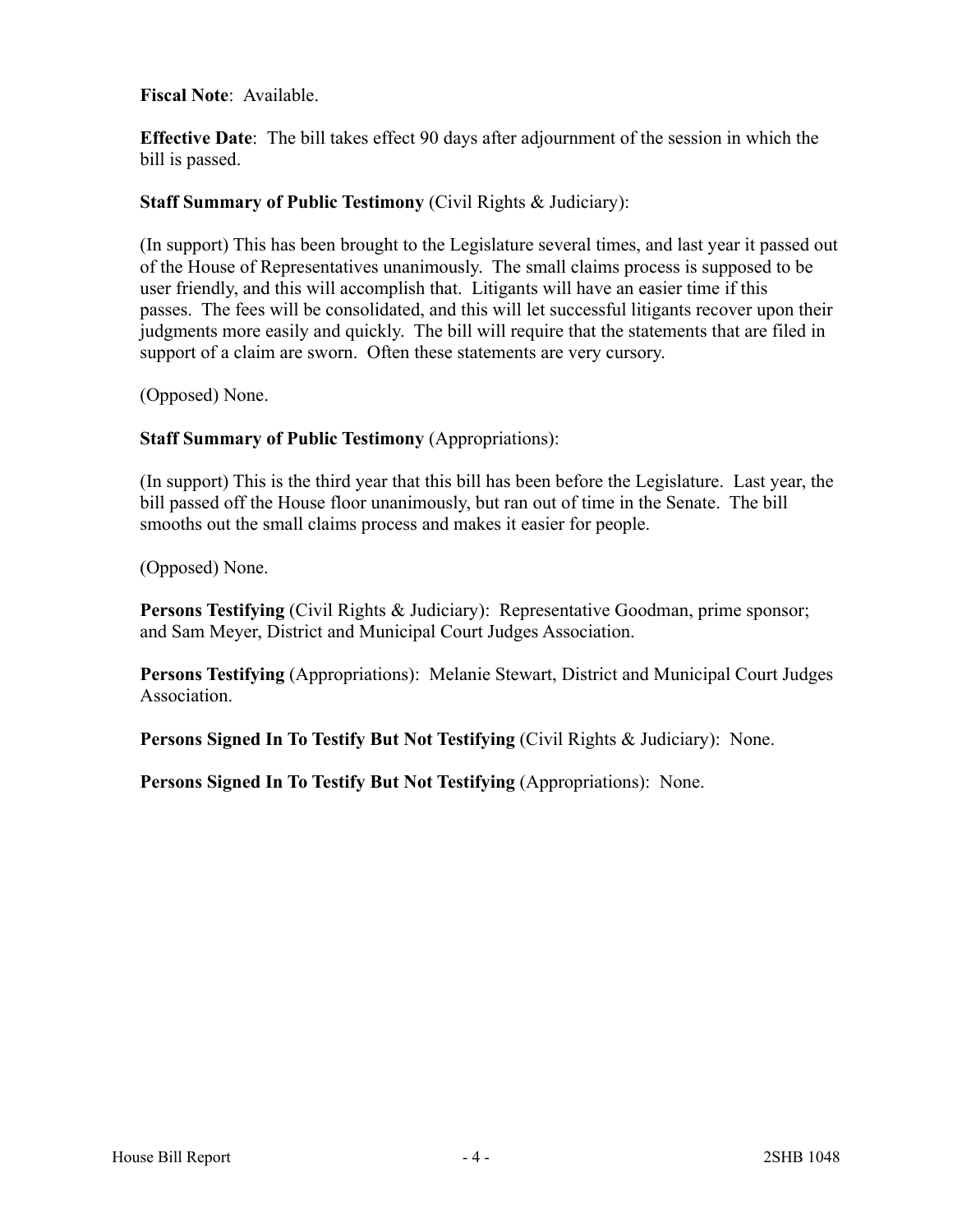**Fiscal Note**: Available.

**Effective Date**: The bill takes effect 90 days after adjournment of the session in which the bill is passed.

**Staff Summary of Public Testimony** (Civil Rights & Judiciary):

(In support) This has been brought to the Legislature several times, and last year it passed out of the House of Representatives unanimously. The small claims process is supposed to be user friendly, and this will accomplish that. Litigants will have an easier time if this passes. The fees will be consolidated, and this will let successful litigants recover upon their judgments more easily and quickly. The bill will require that the statements that are filed in support of a claim are sworn. Often these statements are very cursory.

(Opposed) None.

**Staff Summary of Public Testimony** (Appropriations):

(In support) This is the third year that this bill has been before the Legislature. Last year, the bill passed off the House floor unanimously, but ran out of time in the Senate. The bill smooths out the small claims process and makes it easier for people.

(Opposed) None.

**Persons Testifying** (Civil Rights & Judiciary): Representative Goodman, prime sponsor; and Sam Meyer, District and Municipal Court Judges Association.

**Persons Testifying** (Appropriations): Melanie Stewart, District and Municipal Court Judges Association.

**Persons Signed In To Testify But Not Testifying** (Civil Rights & Judiciary): None.

**Persons Signed In To Testify But Not Testifying** (Appropriations): None.